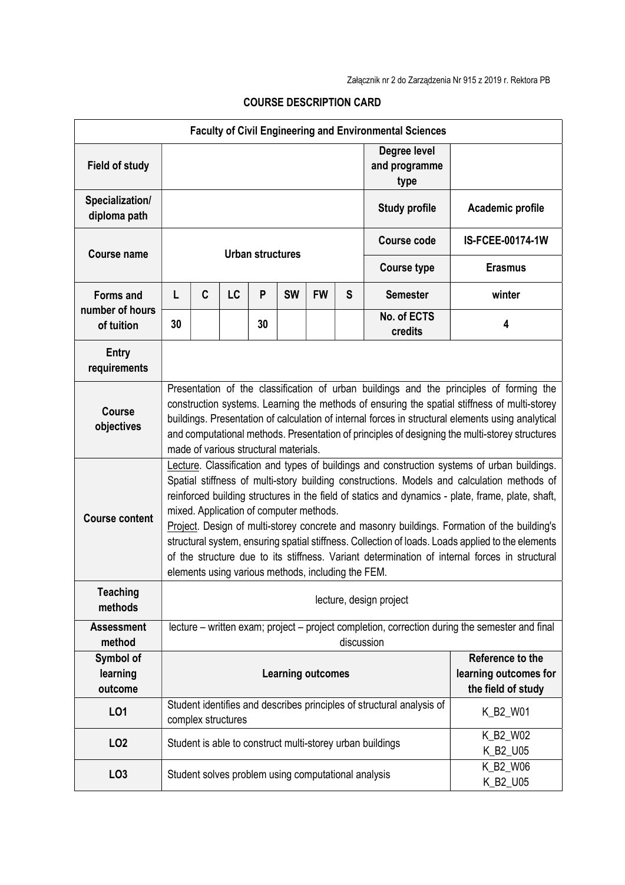Załącznik nr 2 do Zarządzenia Nr 915 z 2019 r. Rektora PB

## COURSE DESCRIPTION CARD

| Faculty of Civil Engineering and Environmental Sciences | | | | | | | | | |
|---|---|---|---|---|---|---|---|---|---|
| **Field of study** | | | | | | | | **Degree level and programme type** | |
| **Specialization/ diploma path** | | | | | | | | **Study profile** | **Academic profile** |
| **Course name** | **Urban structures** | | | | | | | **Course code** | **IS-FCEE-00174-1W** |
| | | | | | | | | **Course type** | **Erasmus** |
| **Forms and number of hours of tuition** | **L** | **C** | **LC** | **P** | **SW** | **FW** | **S** | **Semester** | **winter** |
| | **30** | | | **30** | | | | **No. of ECTS credits** | **4** |
| **Entry requirements** | | | | | | | | | |
| **Course objectives** | Presentation of the classification of urban buildings and the principles of forming the construction systems. Learning the methods of ensuring the spatial stiffness of multi-storey buildings. Presentation of calculation of internal forces in structural elements using analytical and computational methods. Presentation of principles of designing the multi-storey structures made of various structural materials. | | | | | | | | |
| **Course content** | Lecture. Classification and types of buildings and construction systems of urban buildings. Spatial stiffness of multi-story building constructions. Models and calculation methods of reinforced building structures in the field of statics and dynamics - plate, frame, plate, shaft, mixed. Application of computer methods. Project. Design of multi-storey concrete and masonry buildings. Formation of the building's structural system, ensuring spatial stiffness. Collection of loads. Loads applied to the elements of the structure due to its stiffness. Variant determination of internal forces in structural elements using various methods, including the FEM. | | | | | | | | |
| **Teaching methods** | lecture, design project | | | | | | | | |
| **Assessment method** | lecture – written exam; project – project completion, correction during the semester and final discussion | | | | | | | | |
| **Symbol of learning outcome** | **Learning outcomes** | | | | | | | | **Reference to the learning outcomes for the field of study** |
| **LO1** | Student identifies and describes principles of structural analysis of complex structures | | | | | | | | K_B2_W01 |
| **LO2** | Student is able to construct multi-storey urban buildings | | | | | | | | K_B2_W02 K_B2_U05 |
| **LO3** | Student solves problem using computational analysis | | | | | | | | K_B2_W06 K_B2_U05 |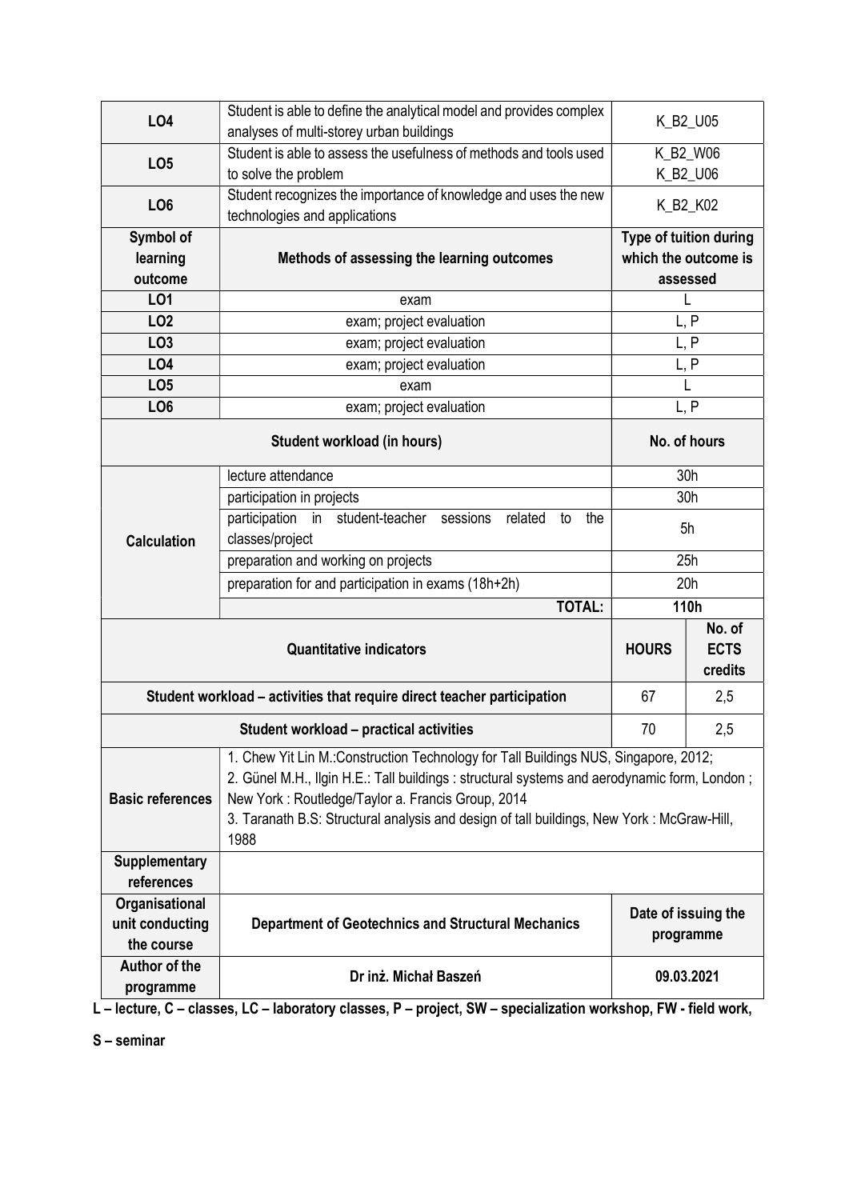| | | | |
|---|---|---|---|
| **LO4** | Student is able to define the analytical model and provides complex analyses of multi-storey urban buildings | K_B2_U05 | |
| **LO5** | Student is able to assess the usefulness of methods and tools used to solve the problem | K_B2_W06<br>K_B2_U06 | |
| **LO6** | Student recognizes the importance of knowledge and uses the new technologies and applications | K_B2_K02 | |
| **Symbol of learning outcome** | **Methods of assessing the learning outcomes** | **Type of tuition during which the outcome is assessed** | |
| **LO1** | exam | L | |
| **LO2** | exam; project evaluation | L, P | |
| **LO3** | exam; project evaluation | L, P | |
| **LO4** | exam; project evaluation | L, P | |
| **LO5** | exam | L | |
| **LO6** | exam; project evaluation | L, P | |
| **Student workload (in hours)** | | **No. of hours** | |
| **Calculation** | lecture attendance | 30h | |
| | participation in projects | 30h | |
| | participation in student-teacher sessions related to the classes/project | 5h | |
| | preparation and working on projects | 25h | |
| | preparation for and participation in exams (18h+2h) | 20h | |
| | **TOTAL:** | **110h** | |
| **Quantitative indicators** | | **HOURS** | **No. of ECTS credits** |
| **Student workload – activities that require direct teacher participation** | | 67 | 2,5 |
| **Student workload – practical activities** | | 70 | 2,5 |
| **Basic references** | 1. Chew Yit Lin M.:Construction Technology for Tall Buildings NUS, Singapore, 2012;<br>2. Günel M.H., Ilgin H.E.: Tall buildings : structural systems and aerodynamic form, London ; New York : Routledge/Taylor a. Francis Group, 2014<br>3. Taranath B.S: Structural analysis and design of tall buildings, New York : McGraw-Hill, 1988 | | |
| **Supplementary references** | | | |
| **Organisational unit conducting the course** | **Department of Geotechnics and Structural Mechanics** | **Date of issuing the programme** | |
| **Author of the programme** | **Dr inż. Michał Baszeń** | **09.03.2021** | |

**L – lecture, C – classes, LC – laboratory classes, P – project, SW – specialization workshop, FW - field work, S – seminar**